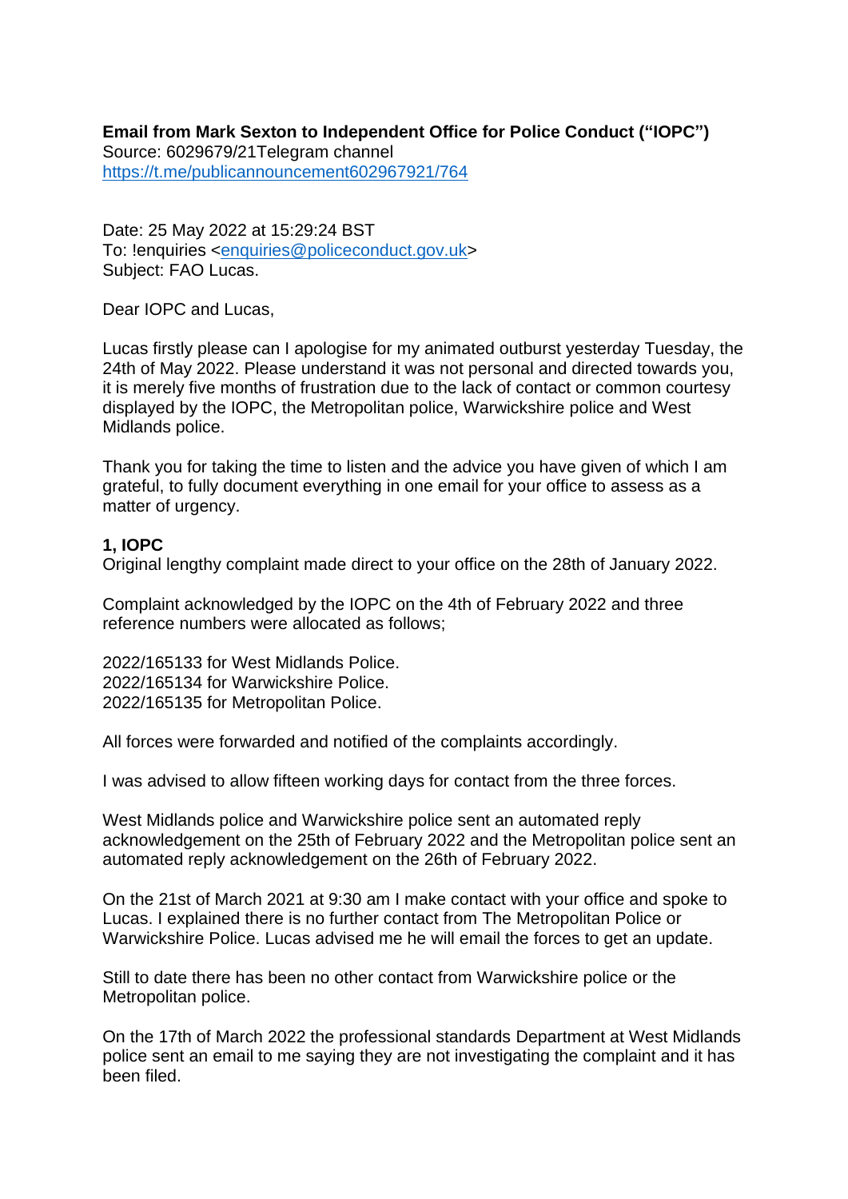**Email from Mark Sexton to Independent Office for Police Conduct ("IOPC")**
Source: 6029679/21Telegram channel
[https://t.me/publicannouncement602967921/764](https://t.me/publicannouncement602967921/764)

Date: 25 May 2022 at 15:29:24 BST
To: !enquiries <[enquiries@policeconduct.gov.uk](mailto:enquiries@policeconduct.gov.uk)>
Subject: FAO Lucas.

Dear IOPC and Lucas,

Lucas firstly please can I apologise for my animated outburst yesterday Tuesday, the 24th of May 2022. Please understand it was not personal and directed towards you, it is merely five months of frustration due to the lack of contact or common courtesy displayed by the IOPC, the Metropolitan police, Warwickshire police and West Midlands police.

Thank you for taking the time to listen and the advice you have given of which I am grateful, to fully document everything in one email for your office to assess as a matter of urgency.

**1, IOPC**
Original lengthy complaint made direct to your office on the 28th of January 2022.

Complaint acknowledged by the IOPC on the 4th of February 2022 and three reference numbers were allocated as follows;

2022/165133 for West Midlands Police.
2022/165134 for Warwickshire Police.
2022/165135 for Metropolitan Police.

All forces were forwarded and notified of the complaints accordingly.

I was advised to allow fifteen working days for contact from the three forces.

West Midlands police and Warwickshire police sent an automated reply acknowledgement on the 25th of February 2022 and the Metropolitan police sent an automated reply acknowledgement on the 26th of February 2022.

On the 21st of March 2021 at 9:30 am I make contact with your office and spoke to Lucas. I explained there is no further contact from The Metropolitan Police or Warwickshire Police. Lucas advised me he will email the forces to get an update.

Still to date there has been no other contact from Warwickshire police or the Metropolitan police.

On the 17th of March 2022 the professional standards Department at West Midlands police sent an email to me saying they are not investigating the complaint and it has been filed.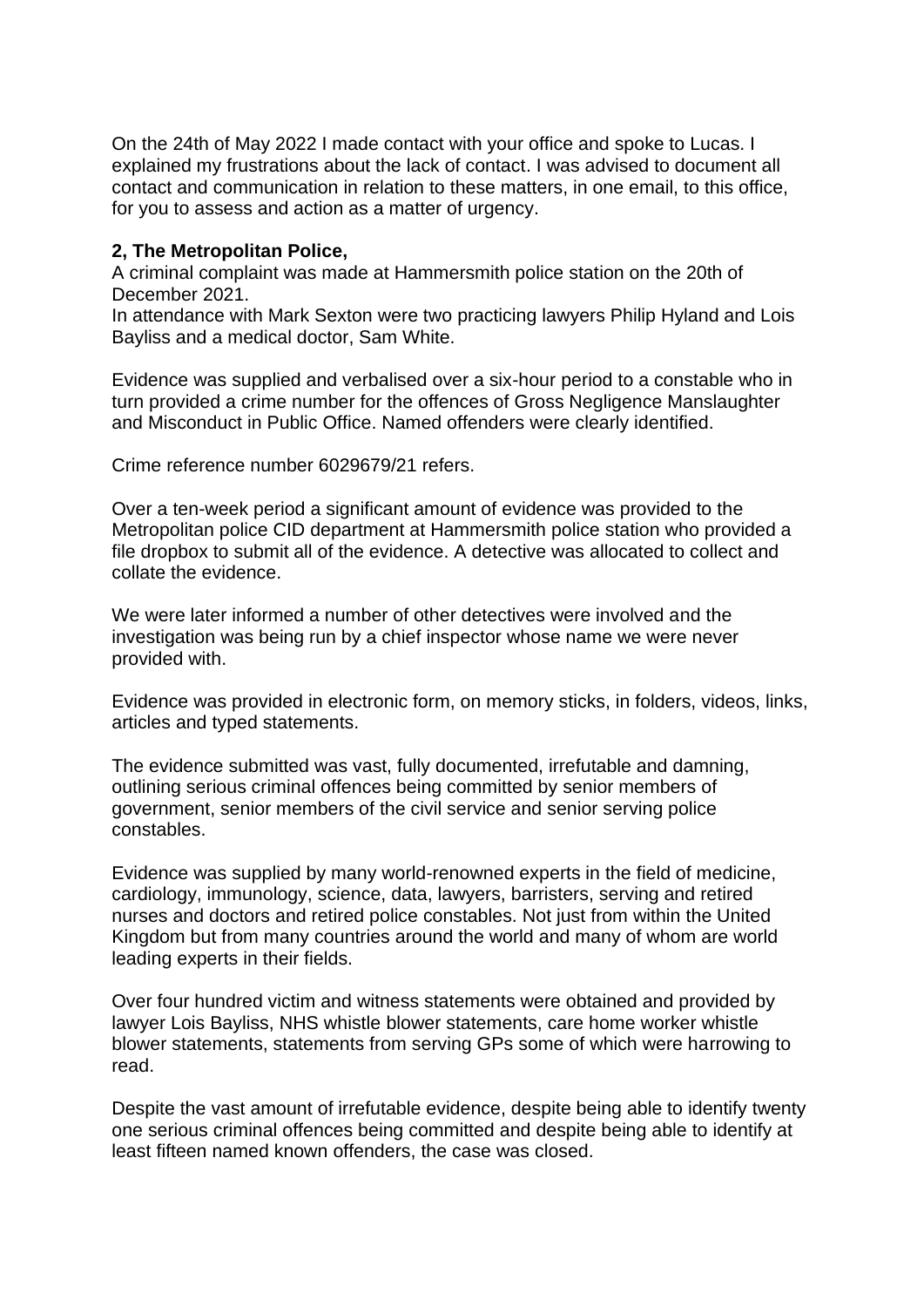On the 24th of May 2022 I made contact with your office and spoke to Lucas. I explained my frustrations about the lack of contact. I was advised to document all contact and communication in relation to these matters, in one email, to this office, for you to assess and action as a matter of urgency.

**2, The Metropolitan Police,**

A criminal complaint was made at Hammersmith police station on the 20th of December 2021.

In attendance with Mark Sexton were two practicing lawyers Philip Hyland and Lois Bayliss and a medical doctor, Sam White.

Evidence was supplied and verbalised over a six-hour period to a constable who in turn provided a crime number for the offences of Gross Negligence Manslaughter and Misconduct in Public Office. Named offenders were clearly identified.

Crime reference number 6029679/21 refers.

Over a ten-week period a significant amount of evidence was provided to the Metropolitan police CID department at Hammersmith police station who provided a file dropbox to submit all of the evidence. A detective was allocated to collect and collate the evidence.

We were later informed a number of other detectives were involved and the investigation was being run by a chief inspector whose name we were never provided with.

Evidence was provided in electronic form, on memory sticks, in folders, videos, links, articles and typed statements.

The evidence submitted was vast, fully documented, irrefutable and damning, outlining serious criminal offences being committed by senior members of government, senior members of the civil service and senior serving police constables.

Evidence was supplied by many world-renowned experts in the field of medicine, cardiology, immunology, science, data, lawyers, barristers, serving and retired nurses and doctors and retired police constables. Not just from within the United Kingdom but from many countries around the world and many of whom are world leading experts in their fields.

Over four hundred victim and witness statements were obtained and provided by lawyer Lois Bayliss, NHS whistle blower statements, care home worker whistle blower statements, statements from serving GPs some of which were harrowing to read.

Despite the vast amount of irrefutable evidence, despite being able to identify twenty one serious criminal offences being committed and despite being able to identify at least fifteen named known offenders, the case was closed.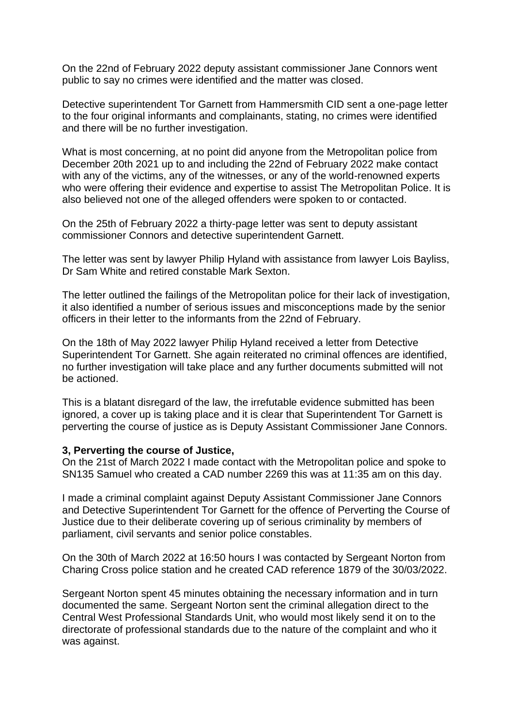On the 22nd of February 2022 deputy assistant commissioner Jane Connors went public to say no crimes were identified and the matter was closed.

Detective superintendent Tor Garnett from Hammersmith CID sent a one-page letter to the four original informants and complainants, stating, no crimes were identified and there will be no further investigation.

What is most concerning, at no point did anyone from the Metropolitan police from December 20th 2021 up to and including the 22nd of February 2022 make contact with any of the victims, any of the witnesses, or any of the world-renowned experts who were offering their evidence and expertise to assist The Metropolitan Police. It is also believed not one of the alleged offenders were spoken to or contacted.

On the 25th of February 2022 a thirty-page letter was sent to deputy assistant commissioner Connors and detective superintendent Garnett.

The letter was sent by lawyer Philip Hyland with assistance from lawyer Lois Bayliss, Dr Sam White and retired constable Mark Sexton.

The letter outlined the failings of the Metropolitan police for their lack of investigation, it also identified a number of serious issues and misconceptions made by the senior officers in their letter to the informants from the 22nd of February.

On the 18th of May 2022 lawyer Philip Hyland received a letter from Detective Superintendent Tor Garnett. She again reiterated no criminal offences are identified, no further investigation will take place and any further documents submitted will not be actioned.

This is a blatant disregard of the law, the irrefutable evidence submitted has been ignored, a cover up is taking place and it is clear that Superintendent Tor Garnett is perverting the course of justice as is Deputy Assistant Commissioner Jane Connors.

**3, Perverting the course of Justice,**

On the 21st of March 2022 I made contact with the Metropolitan police and spoke to SN135 Samuel who created a CAD number 2269 this was at 11:35 am on this day.

I made a criminal complaint against Deputy Assistant Commissioner Jane Connors and Detective Superintendent Tor Garnett for the offence of Perverting the Course of Justice due to their deliberate covering up of serious criminality by members of parliament, civil servants and senior police constables.

On the 30th of March 2022 at 16:50 hours I was contacted by Sergeant Norton from Charing Cross police station and he created CAD reference 1879 of the 30/03/2022.

Sergeant Norton spent 45 minutes obtaining the necessary information and in turn documented the same. Sergeant Norton sent the criminal allegation direct to the Central West Professional Standards Unit, who would most likely send it on to the directorate of professional standards due to the nature of the complaint and who it was against.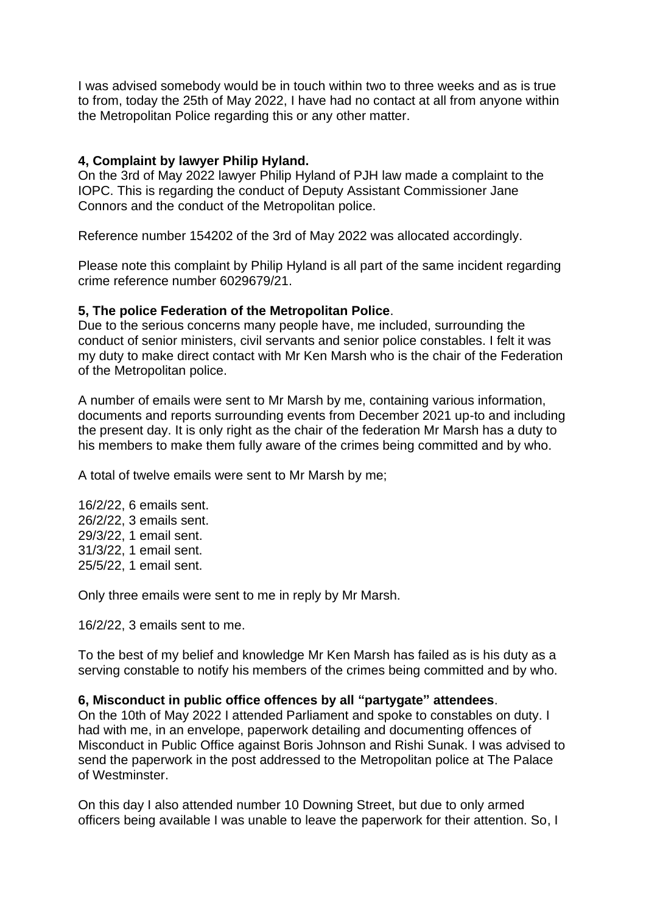I was advised somebody would be in touch within two to three weeks and as is true to from, today the 25th of May 2022, I have had no contact at all from anyone within the Metropolitan Police regarding this or any other matter.

**4, Complaint by lawyer Philip Hyland.**

On the 3rd of May 2022 lawyer Philip Hyland of PJH law made a complaint to the IOPC. This is regarding the conduct of Deputy Assistant Commissioner Jane Connors and the conduct of the Metropolitan police.

Reference number 154202 of the 3rd of May 2022 was allocated accordingly.

Please note this complaint by Philip Hyland is all part of the same incident regarding crime reference number 6029679/21.

**5, The police Federation of the Metropolitan Police**.

Due to the serious concerns many people have, me included, surrounding the conduct of senior ministers, civil servants and senior police constables. I felt it was my duty to make direct contact with Mr Ken Marsh who is the chair of the Federation of the Metropolitan police.

A number of emails were sent to Mr Marsh by me, containing various information, documents and reports surrounding events from December 2021 up-to and including the present day. It is only right as the chair of the federation Mr Marsh has a duty to his members to make them fully aware of the crimes being committed and by who.

A total of twelve emails were sent to Mr Marsh by me;

16/2/22, 6 emails sent.
26/2/22, 3 emails sent.
29/3/22, 1 email sent.
31/3/22, 1 email sent.
25/5/22, 1 email sent.

Only three emails were sent to me in reply by Mr Marsh.

16/2/22, 3 emails sent to me.

To the best of my belief and knowledge Mr Ken Marsh has failed as is his duty as a serving constable to notify his members of the crimes being committed and by who.

**6, Misconduct in public office offences by all "partygate" attendees**.

On the 10th of May 2022 I attended Parliament and spoke to constables on duty. I had with me, in an envelope, paperwork detailing and documenting offences of Misconduct in Public Office against Boris Johnson and Rishi Sunak. I was advised to send the paperwork in the post addressed to the Metropolitan police at The Palace of Westminster.

On this day I also attended number 10 Downing Street, but due to only armed officers being available I was unable to leave the paperwork for their attention. So, I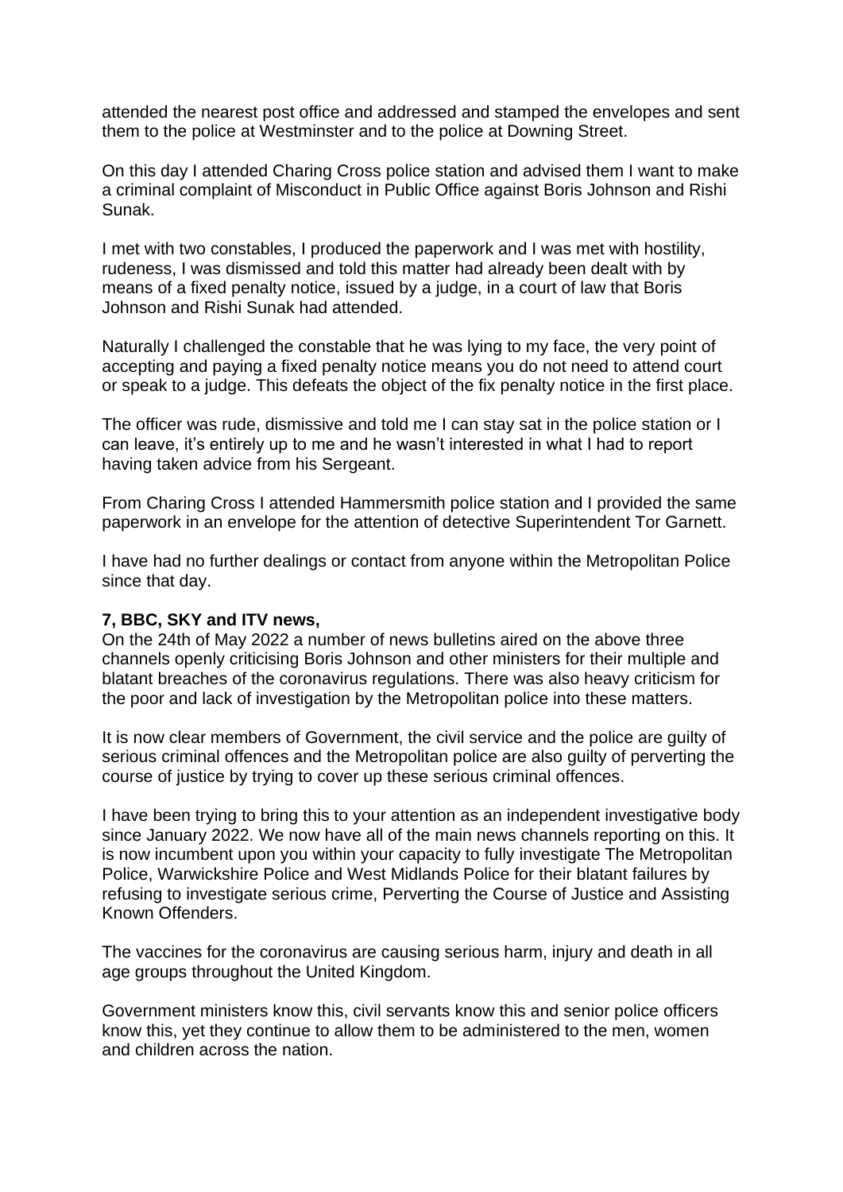attended the nearest post office and addressed and stamped the envelopes and sent them to the police at Westminster and to the police at Downing Street.

On this day I attended Charing Cross police station and advised them I want to make a criminal complaint of Misconduct in Public Office against Boris Johnson and Rishi Sunak.

I met with two constables, I produced the paperwork and I was met with hostility, rudeness, I was dismissed and told this matter had already been dealt with by means of a fixed penalty notice, issued by a judge, in a court of law that Boris Johnson and Rishi Sunak had attended.

Naturally I challenged the constable that he was lying to my face, the very point of accepting and paying a fixed penalty notice means you do not need to attend court or speak to a judge. This defeats the object of the fix penalty notice in the first place.

The officer was rude, dismissive and told me I can stay sat in the police station or I can leave, it's entirely up to me and he wasn't interested in what I had to report having taken advice from his Sergeant.

From Charing Cross I attended Hammersmith police station and I provided the same paperwork in an envelope for the attention of detective Superintendent Tor Garnett.

I have had no further dealings or contact from anyone within the Metropolitan Police since that day.

**7, BBC, SKY and ITV news,**

On the 24th of May 2022 a number of news bulletins aired on the above three channels openly criticising Boris Johnson and other ministers for their multiple and blatant breaches of the coronavirus regulations. There was also heavy criticism for the poor and lack of investigation by the Metropolitan police into these matters.

It is now clear members of Government, the civil service and the police are guilty of serious criminal offences and the Metropolitan police are also guilty of perverting the course of justice by trying to cover up these serious criminal offences.

I have been trying to bring this to your attention as an independent investigative body since January 2022. We now have all of the main news channels reporting on this. It is now incumbent upon you within your capacity to fully investigate The Metropolitan Police, Warwickshire Police and West Midlands Police for their blatant failures by refusing to investigate serious crime, Perverting the Course of Justice and Assisting Known Offenders.

The vaccines for the coronavirus are causing serious harm, injury and death in all age groups throughout the United Kingdom.

Government ministers know this, civil servants know this and senior police officers know this, yet they continue to allow them to be administered to the men, women and children across the nation.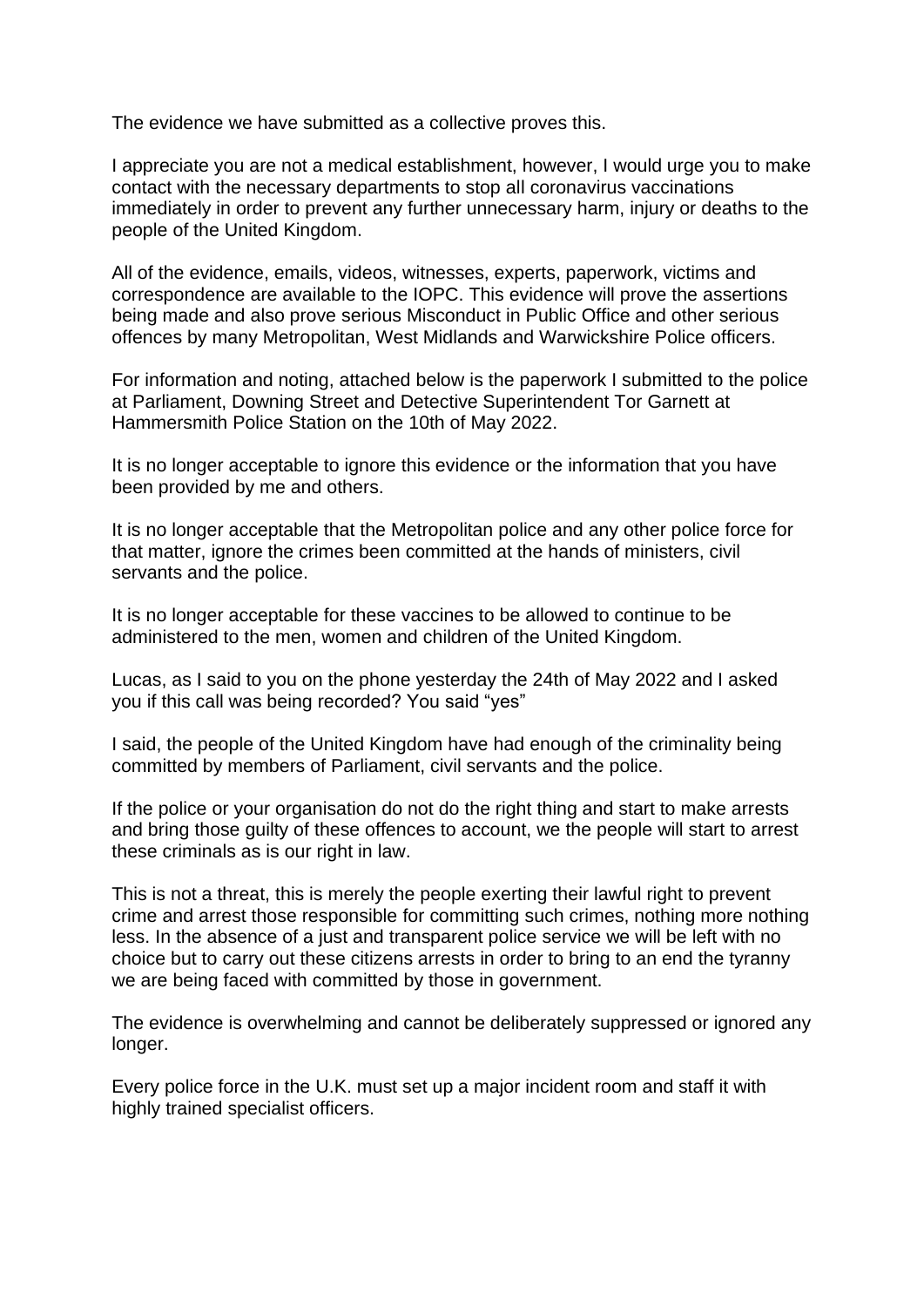The evidence we have submitted as a collective proves this.

I appreciate you are not a medical establishment, however, I would urge you to make contact with the necessary departments to stop all coronavirus vaccinations immediately in order to prevent any further unnecessary harm, injury or deaths to the people of the United Kingdom.

All of the evidence, emails, videos, witnesses, experts, paperwork, victims and correspondence are available to the IOPC. This evidence will prove the assertions being made and also prove serious Misconduct in Public Office and other serious offences by many Metropolitan, West Midlands and Warwickshire Police officers.

For information and noting, attached below is the paperwork I submitted to the police at Parliament, Downing Street and Detective Superintendent Tor Garnett at Hammersmith Police Station on the 10th of May 2022.

It is no longer acceptable to ignore this evidence or the information that you have been provided by me and others.

It is no longer acceptable that the Metropolitan police and any other police force for that matter, ignore the crimes been committed at the hands of ministers, civil servants and the police.

It is no longer acceptable for these vaccines to be allowed to continue to be administered to the men, women and children of the United Kingdom.

Lucas, as I said to you on the phone yesterday the 24th of May 2022 and I asked you if this call was being recorded? You said "yes"

I said, the people of the United Kingdom have had enough of the criminality being committed by members of Parliament, civil servants and the police.

If the police or your organisation do not do the right thing and start to make arrests and bring those guilty of these offences to account, we the people will start to arrest these criminals as is our right in law.

This is not a threat, this is merely the people exerting their lawful right to prevent crime and arrest those responsible for committing such crimes, nothing more nothing less. In the absence of a just and transparent police service we will be left with no choice but to carry out these citizens arrests in order to bring to an end the tyranny we are being faced with committed by those in government.

The evidence is overwhelming and cannot be deliberately suppressed or ignored any longer.

Every police force in the U.K. must set up a major incident room and staff it with highly trained specialist officers.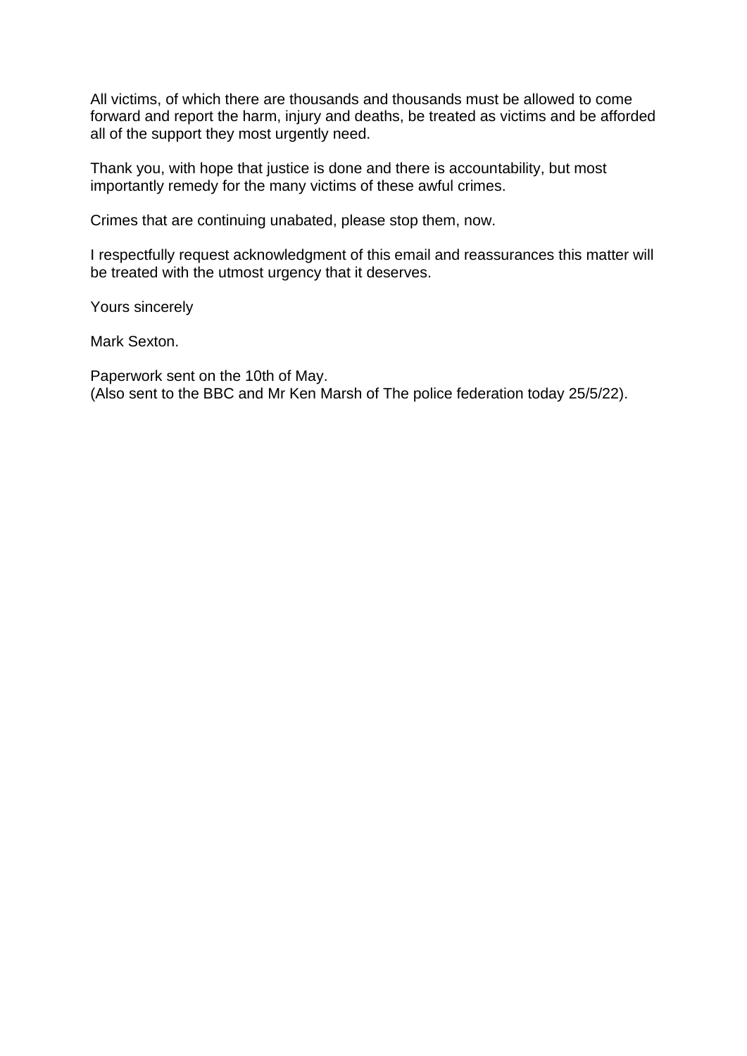All victims, of which there are thousands and thousands must be allowed to come forward and report the harm, injury and deaths, be treated as victims and be afforded all of the support they most urgently need.

Thank you, with hope that justice is done and there is accountability, but most importantly remedy for the many victims of these awful crimes.

Crimes that are continuing unabated, please stop them, now.

I respectfully request acknowledgment of this email and reassurances this matter will be treated with the utmost urgency that it deserves.

Yours sincerely

Mark Sexton.

Paperwork sent on the 10th of May.
(Also sent to the BBC and Mr Ken Marsh of The police federation today 25/5/22).